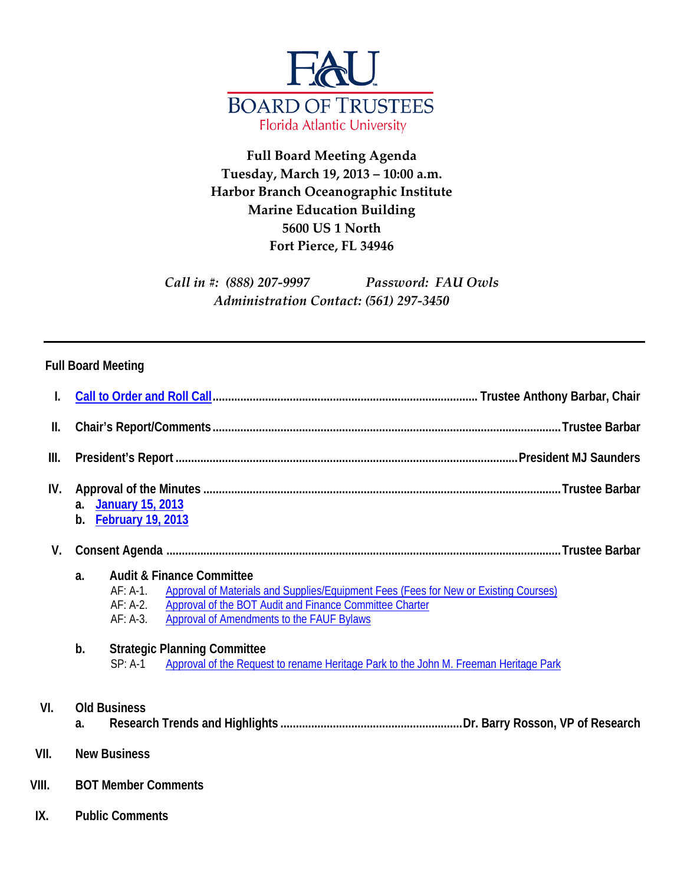# FAU BOARD OF TRUSTEES
Florida Atlantic University

**Full Board Meeting Agenda**
**Tuesday, March 19, 2013 – 10:00 a.m.**
**Harbor Branch Oceanographic Institute**
**Marine Education Building**
**5600 US 1 North**
**Fort Pierce, FL 34946**

*Call in #: (888) 207-9997    Password: FAU Owls*
*Administration Contact: (561) 297-3450*

---

## Full Board Meeting

I. **Call to Order and Roll Call** ............ **Trustee Anthony Barbar, Chair**

II. **Chair's Report/Comments** ............ **Trustee Barbar**

III. **President's Report** ............ **President MJ Saunders**

IV. **Approval of the Minutes** ............ **Trustee Barbar**
   a. **January 15, 2013**
   b. **February 19, 2013**

V. **Consent Agenda** ............ **Trustee Barbar**

   a. **Audit & Finance Committee**
      AF: A-1. Approval of Materials and Supplies/Equipment Fees (Fees for New or Existing Courses)
      AF: A-2. Approval of the BOT Audit and Finance Committee Charter
      AF: A-3. Approval of Amendments to the FAUF Bylaws

   b. **Strategic Planning Committee**
      SP: A-1 Approval of the Request to rename Heritage Park to the John M. Freeman Heritage Park

VI. **Old Business**
   a. **Research Trends and Highlights** ............ **Dr. Barry Rosson, VP of Research**

VII. **New Business**

VIII. **BOT Member Comments**

IX. **Public Comments**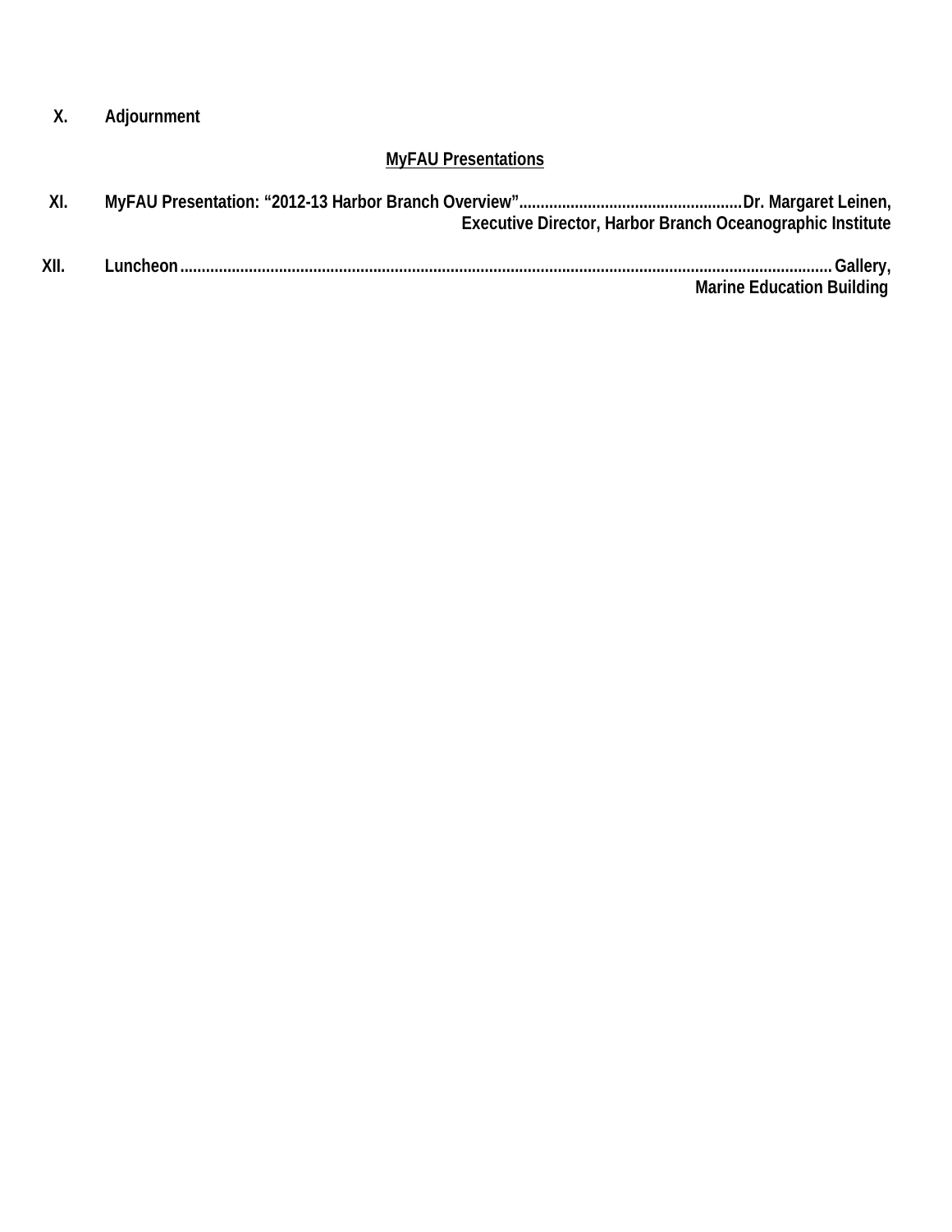X. **Adjournment**

**MyFAU Presentations**

XI. **MyFAU Presentation: "2012-13 Harbor Branch Overview"....................................................Dr. Margaret Leinen, Executive Director, Harbor Branch Oceanographic Institute**

XII. **Luncheon....................................................................................................................................................Gallery, Marine Education Building**